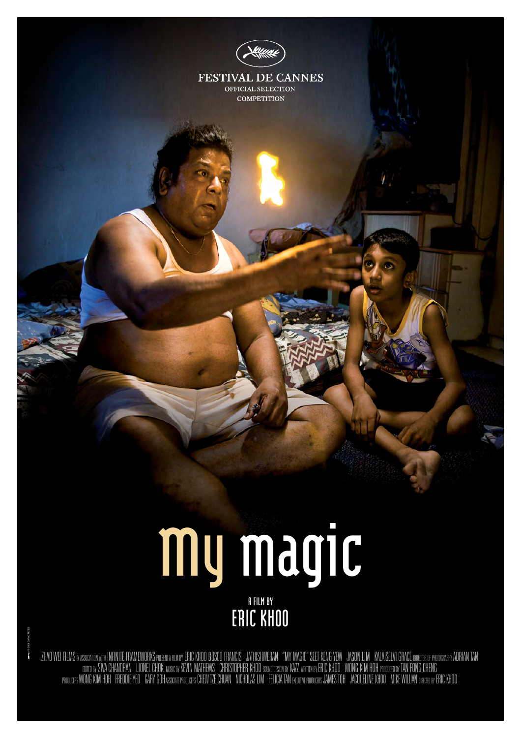FESTIVAL DE CANNES

OFFICIAL SELECTION

COMPETITION

# My magic

A FILM BY

## ERIC KHOO

ZHAO WEI FILMS IN ASSOCIATION WITH INFINITE FRAMEWORKS PRESENT A FILM BY ERIC KHOO BOSCO FRANCIS JATHISHWERAN "MY MAGIC" SEET KENG YEW JASON LIM KALAISELVI GRACE DIRECTOR OF PHOTOGRAPHY ADRIAN TAN EDITED BY SIVA CHANDRAN LIONEL CHOK MUSIC BY KEVIN MATHEWS CHRISTOPHER KHOO SOUND DESIGN BY KAZZ WRITTEN BY ERIC KHOO WONG KIM HOH PRODUCED BY TAN FONG CHENG PRODUCERS WONG KIM HOH FREDDIE YEO GARY GOH ASSOCIATE PRODUCERS CHEW TZE CHUAN NICHOLAS LIM FELICIA TAN EXECUTIVE PRODUCERS JAMES TOH JACQUELINE KHOO MIKE WILUAN DIRECTED BY ERIC KHOO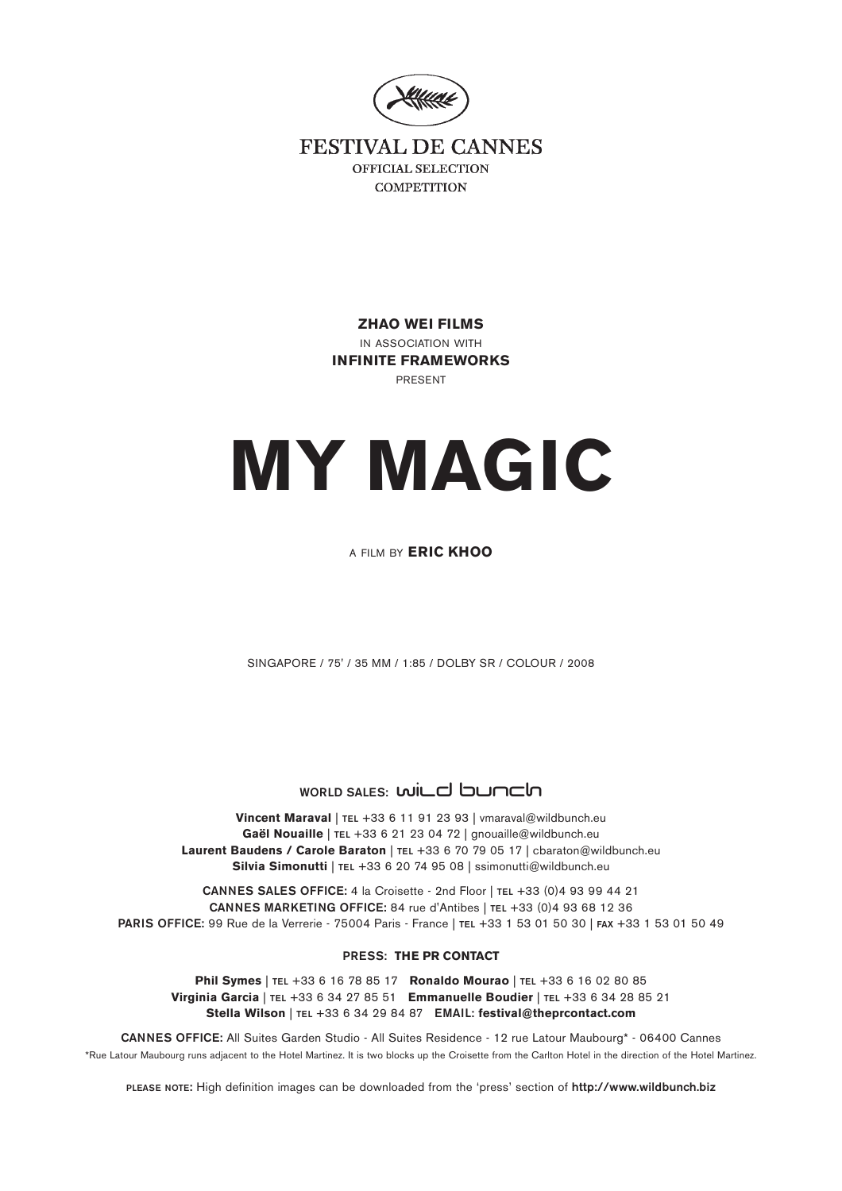FESTIVAL DE CANNES

OFFICIAL SELECTION

COMPETITION

**ZHAO WEI FILMS**

IN ASSOCIATION WITH

**INFINITE FRAMEWORKS**

PRESENT

# MY MAGIC

A FILM BY **ERIC KHOO**

SINGAPORE / 75' / 35 MM / 1:85 / DOLBY SR / COLOUR / 2008

WORLD SALES: wild bunch

**Vincent Maraval** | TEL +33 6 11 91 23 93 | vmaraval@wildbunch.eu
**Gaël Nouaille** | TEL +33 6 21 23 04 72 | gnouaille@wildbunch.eu
**Laurent Baudens / Carole Baraton** | TEL +33 6 70 79 05 17 | cbaraton@wildbunch.eu
**Silvia Simonutti** | TEL +33 6 20 74 95 08 | ssimonutti@wildbunch.eu

CANNES SALES OFFICE: 4 la Croisette - 2nd Floor | TEL +33 (0)4 93 99 44 21
CANNES MARKETING OFFICE: 84 rue d'Antibes | TEL +33 (0)4 93 68 12 36
PARIS OFFICE: 99 Rue de la Verrerie - 75004 Paris - France | TEL +33 1 53 01 50 30 | FAX +33 1 53 01 50 49

PRESS: **THE PR CONTACT**

**Phil Symes** | TEL +33 6 16 78 85 17 **Ronaldo Mourao** | TEL +33 6 16 02 80 85
**Virginia Garcia** | TEL +33 6 34 27 85 51 **Emmanuelle Boudier** | TEL +33 6 34 28 85 21
**Stella Wilson** | TEL +33 6 34 29 84 87 EMAIL: **festival@theprcontact.com**

CANNES OFFICE: All Suites Garden Studio - All Suites Residence - 12 rue Latour Maubourg* - 06400 Cannes

*Rue Latour Maubourg runs adjacent to the Hotel Martinez. It is two blocks up the Croisette from the Carlton Hotel in the direction of the Hotel Martinez.

PLEASE NOTE: High definition images can be downloaded from the 'press' section of **http://www.wildbunch.biz**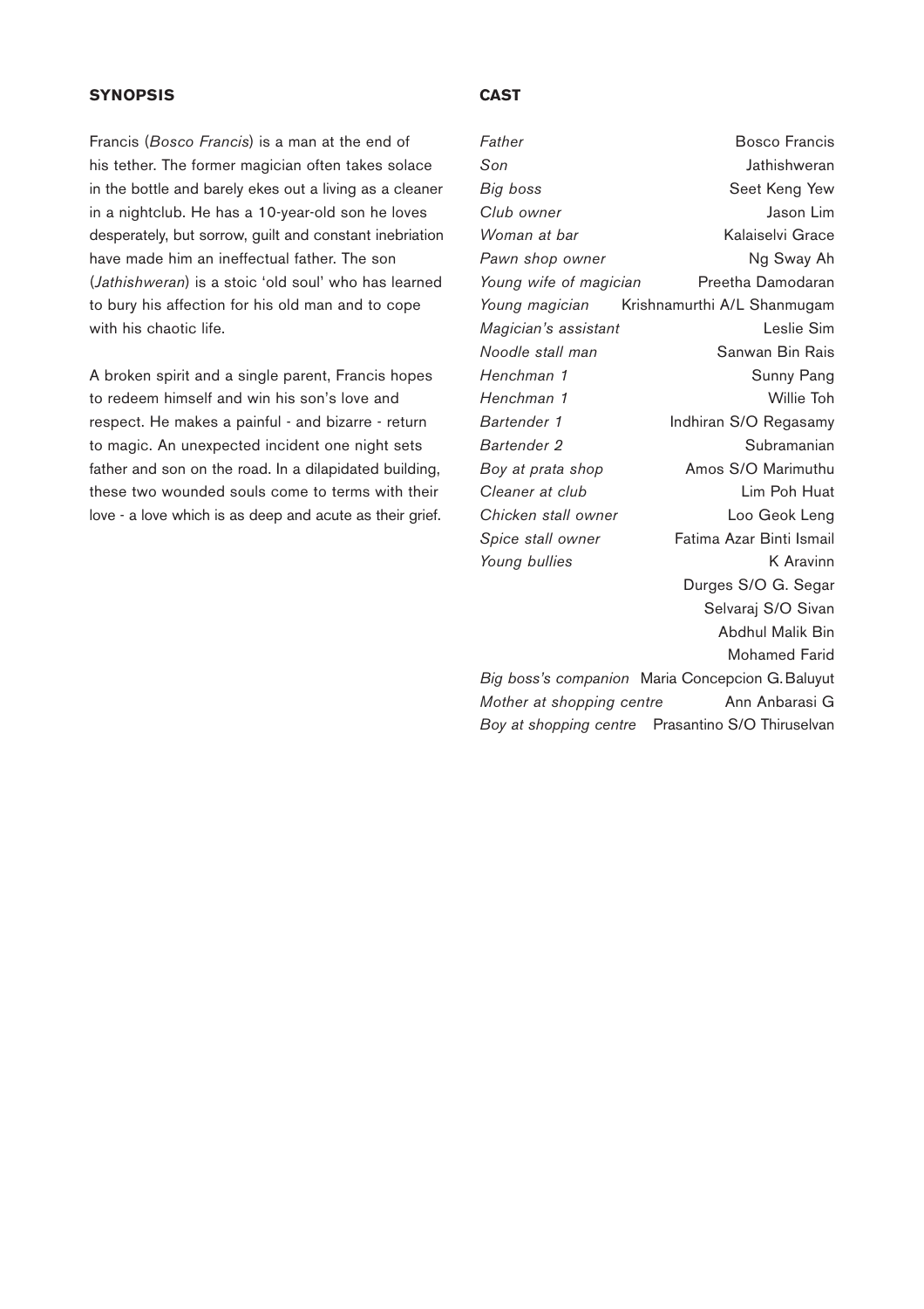## SYNOPSIS

Francis (*Bosco Francis*) is a man at the end of his tether. The former magician often takes solace in the bottle and barely ekes out a living as a cleaner in a nightclub. He has a 10-year-old son he loves desperately, but sorrow, guilt and constant inebriation have made him an ineffectual father. The son (*Jathishweran*) is a stoic 'old soul' who has learned to bury his affection for his old man and to cope with his chaotic life.

A broken spirit and a single parent, Francis hopes to redeem himself and win his son's love and respect. He makes a painful - and bizarre - return to magic. An unexpected incident one night sets father and son on the road. In a dilapidated building, these two wounded souls come to terms with their love - a love which is as deep and acute as their grief.

## CAST

| | |
|---|---|
| *Father* | Bosco Francis |
| *Son* | Jathishweran |
| *Big boss* | Seet Keng Yew |
| *Club owner* | Jason Lim |
| *Woman at bar* | Kalaiselvi Grace |
| *Pawn shop owner* | Ng Sway Ah |
| *Young wife of magician* | Preetha Damodaran |
| *Young magician* | Krishnamurthi A/L Shanmugam |
| *Magician's assistant* | Leslie Sim |
| *Noodle stall man* | Sanwan Bin Rais |
| *Henchman 1* | Sunny Pang |
| *Henchman 1* | Willie Toh |
| *Bartender 1* | Indhiran S/O Regasamy |
| *Bartender 2* | Subramanian |
| *Boy at prata shop* | Amos S/O Marimuthu |
| *Cleaner at club* | Lim Poh Huat |
| *Chicken stall owner* | Loo Geok Leng |
| *Spice stall owner* | Fatima Azar Binti Ismail |
| *Young bullies* | K Aravinn |
| | Durges S/O G. Segar |
| | Selvaraj S/O Sivan |
| | Abdhul Malik Bin Mohamed Farid |
| *Big boss's companion* | Maria Concepcion G. Baluyut |
| *Mother at shopping centre* | Ann Anbarasi G |
| *Boy at shopping centre* | Prasantino S/O Thiruselvan |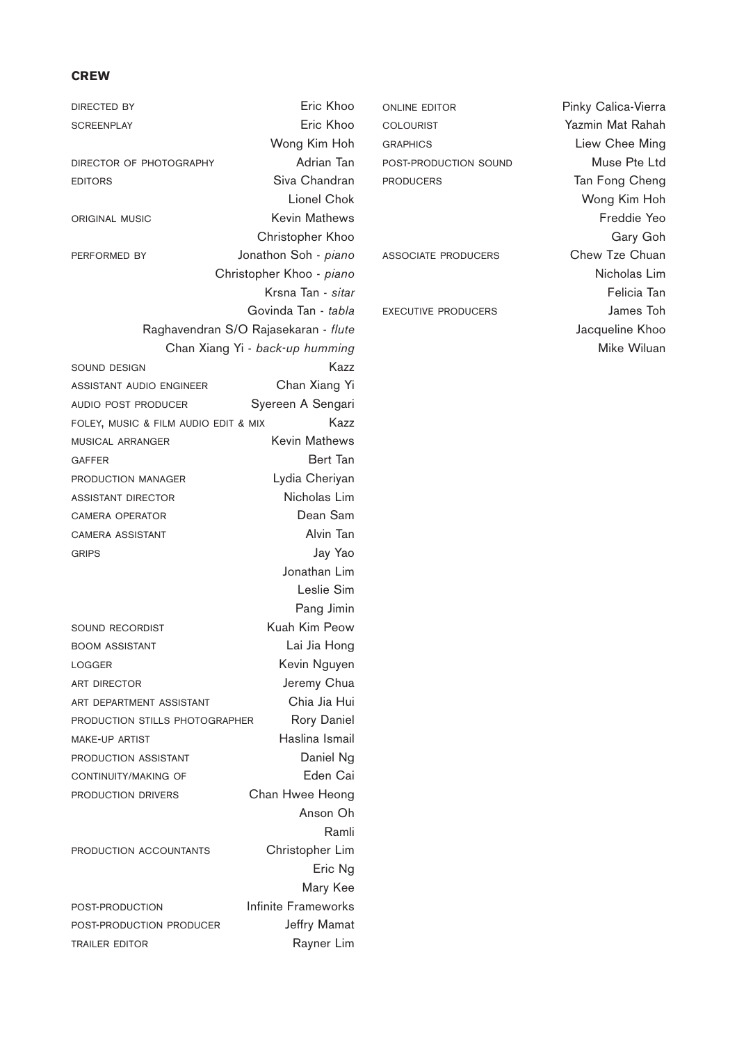## CREW

| | |
|---|---|
| DIRECTED BY | Eric Khoo |
| SCREENPLAY | Eric Khoo |
| | Wong Kim Hoh |
| DIRECTOR OF PHOTOGRAPHY | Adrian Tan |
| EDITORS | Siva Chandran |
| | Lionel Chok |
| ORIGINAL MUSIC | Kevin Mathews |
| | Christopher Khoo |
| PERFORMED BY | Jonathon Soh - *piano* |
| | Christopher Khoo - *piano* |
| | Krsna Tan - *sitar* |
| | Govinda Tan - *tabla* |
| | Raghavendran S/O Rajasekaran - *flute* |
| | Chan Xiang Yi - *back-up humming* |
| SOUND DESIGN | Kazz |
| ASSISTANT AUDIO ENGINEER | Chan Xiang Yi |
| AUDIO POST PRODUCER | Syereen A Sengari |
| FOLEY, MUSIC & FILM AUDIO EDIT & MIX | Kazz |
| MUSICAL ARRANGER | Kevin Mathews |
| GAFFER | Bert Tan |
| PRODUCTION MANAGER | Lydia Cheriyan |
| ASSISTANT DIRECTOR | Nicholas Lim |
| CAMERA OPERATOR | Dean Sam |
| CAMERA ASSISTANT | Alvin Tan |
| GRIPS | Jay Yao |
| | Jonathan Lim |
| | Leslie Sim |
| | Pang Jimin |
| SOUND RECORDIST | Kuah Kim Peow |
| BOOM ASSISTANT | Lai Jia Hong |
| LOGGER | Kevin Nguyen |
| ART DIRECTOR | Jeremy Chua |
| ART DEPARTMENT ASSISTANT | Chia Jia Hui |
| PRODUCTION STILLS PHOTOGRAPHER | Rory Daniel |
| MAKE-UP ARTIST | Haslina Ismail |
| PRODUCTION ASSISTANT | Daniel Ng |
| CONTINUITY/MAKING OF | Eden Cai |
| PRODUCTION DRIVERS | Chan Hwee Heong |
| | Anson Oh |
| | Ramli |
| PRODUCTION ACCOUNTANTS | Christopher Lim |
| | Eric Ng |
| | Mary Kee |
| POST-PRODUCTION | Infinite Frameworks |
| POST-PRODUCTION PRODUCER | Jeffry Mamat |
| TRAILER EDITOR | Rayner Lim |
| ONLINE EDITOR | Pinky Calica-Vierra |
| COLOURIST | Yazmin Mat Rahah |
| GRAPHICS | Liew Chee Ming |
| POST-PRODUCTION SOUND | Muse Pte Ltd |
| PRODUCERS | Tan Fong Cheng |
| | Wong Kim Hoh |
| | Freddie Yeo |
| | Gary Goh |
| ASSOCIATE PRODUCERS | Chew Tze Chuan |
| | Nicholas Lim |
| | Felicia Tan |
| EXECUTIVE PRODUCERS | James Toh |
| | Jacqueline Khoo |
| | Mike Wiluan |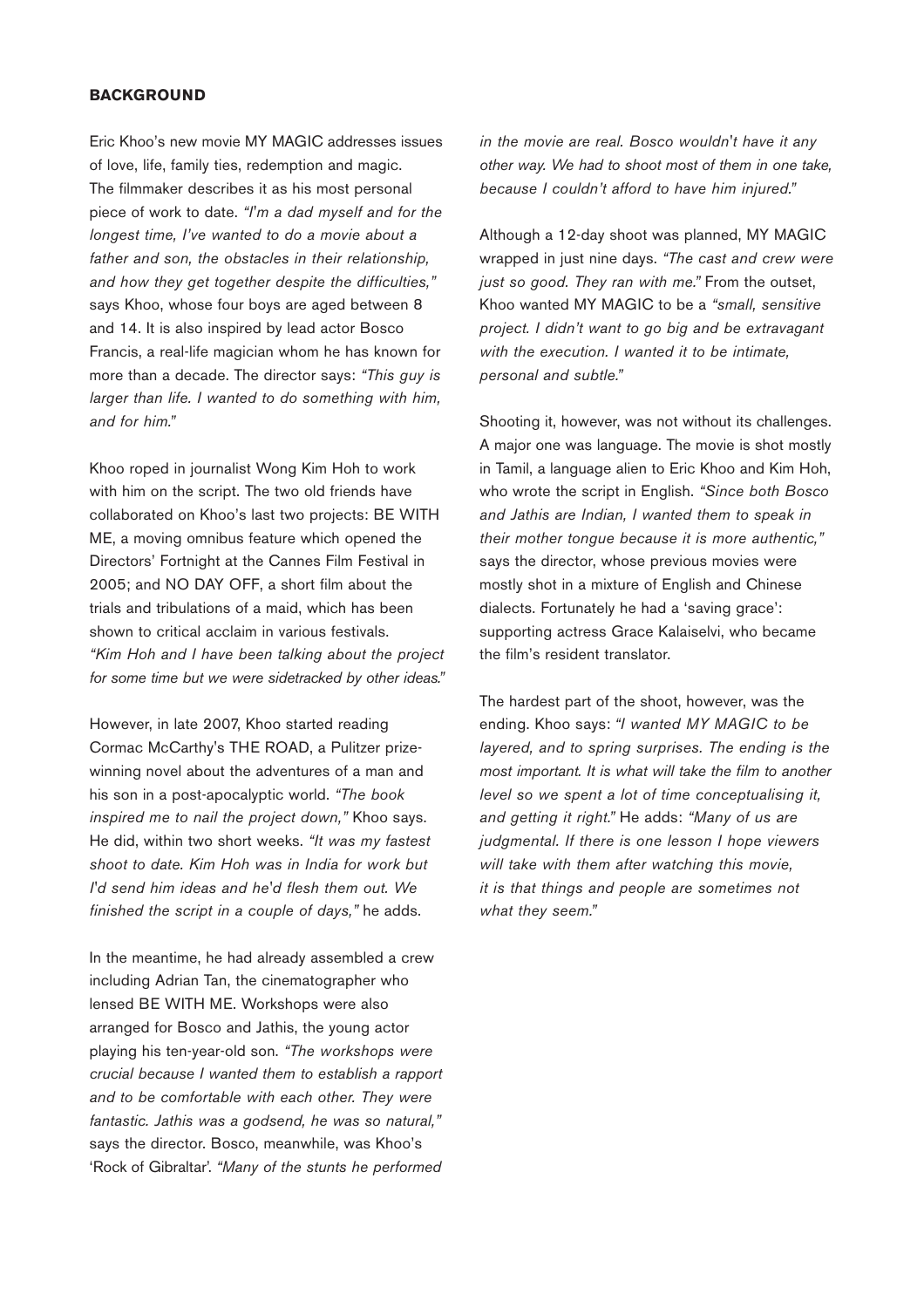**BACKGROUND**

Eric Khoo's new movie MY MAGIC addresses issues of love, life, family ties, redemption and magic. The filmmaker describes it as his most personal piece of work to date. *"I'm a dad myself and for the longest time, I've wanted to do a movie about a father and son, the obstacles in their relationship, and how they get together despite the difficulties,"* says Khoo, whose four boys are aged between 8 and 14. It is also inspired by lead actor Bosco Francis, a real-life magician whom he has known for more than a decade. The director says: *"This guy is larger than life. I wanted to do something with him, and for him."*

Khoo roped in journalist Wong Kim Hoh to work with him on the script. The two old friends have collaborated on Khoo's last two projects: BE WITH ME, a moving omnibus feature which opened the Directors' Fortnight at the Cannes Film Festival in 2005; and NO DAY OFF, a short film about the trials and tribulations of a maid, which has been shown to critical acclaim in various festivals. *"Kim Hoh and I have been talking about the project for some time but we were sidetracked by other ideas."*

However, in late 2007, Khoo started reading Cormac McCarthy's THE ROAD, a Pulitzer prize-winning novel about the adventures of a man and his son in a post-apocalyptic world. *"The book inspired me to nail the project down,"* Khoo says. He did, within two short weeks. *"It was my fastest shoot to date. Kim Hoh was in India for work but I'd send him ideas and he'd flesh them out. We finished the script in a couple of days,"* he adds.

In the meantime, he had already assembled a crew including Adrian Tan, the cinematographer who lensed BE WITH ME. Workshops were also arranged for Bosco and Jathis, the young actor playing his ten-year-old son. *"The workshops were crucial because I wanted them to establish a rapport and to be comfortable with each other. They were fantastic. Jathis was a godsend, he was so natural,"* says the director. Bosco, meanwhile, was Khoo's 'Rock of Gibraltar'. *"Many of the stunts he performed in the movie are real. Bosco wouldn't have it any other way. We had to shoot most of them in one take, because I couldn't afford to have him injured."*

Although a 12-day shoot was planned, MY MAGIC wrapped in just nine days. *"The cast and crew were just so good. They ran with me."* From the outset, Khoo wanted MY MAGIC to be a *"small, sensitive project. I didn't want to go big and be extravagant with the execution. I wanted it to be intimate, personal and subtle."*

Shooting it, however, was not without its challenges. A major one was language. The movie is shot mostly in Tamil, a language alien to Eric Khoo and Kim Hoh, who wrote the script in English. *"Since both Bosco and Jathis are Indian, I wanted them to speak in their mother tongue because it is more authentic,"* says the director, whose previous movies were mostly shot in a mixture of English and Chinese dialects. Fortunately he had a 'saving grace': supporting actress Grace Kalaiselvi, who became the film's resident translator.

The hardest part of the shoot, however, was the ending. Khoo says: *"I wanted MY MAGIC to be layered, and to spring surprises. The ending is the most important. It is what will take the film to another level so we spent a lot of time conceptualising it, and getting it right."* He adds: *"Many of us are judgmental. If there is one lesson I hope viewers will take with them after watching this movie, it is that things and people are sometimes not what they seem."*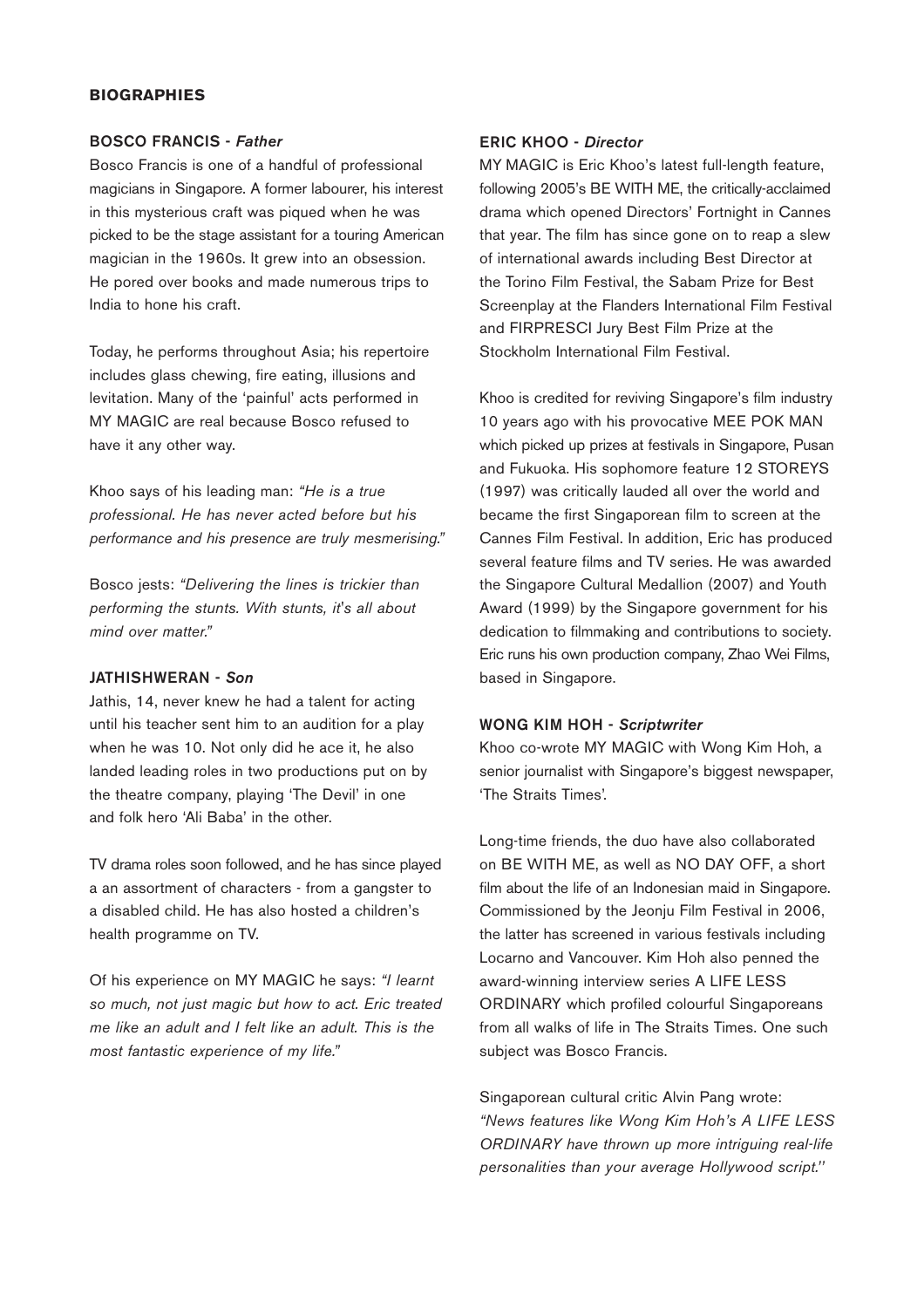## BIOGRAPHIES

### BOSCO FRANCIS - *Father*

Bosco Francis is one of a handful of professional magicians in Singapore. A former labourer, his interest in this mysterious craft was piqued when he was picked to be the stage assistant for a touring American magician in the 1960s. It grew into an obsession. He pored over books and made numerous trips to India to hone his craft.

Today, he performs throughout Asia; his repertoire includes glass chewing, fire eating, illusions and levitation. Many of the 'painful' acts performed in MY MAGIC are real because Bosco refused to have it any other way.

Khoo says of his leading man: *"He is a true professional. He has never acted before but his performance and his presence are truly mesmerising."*

Bosco jests: *"Delivering the lines is trickier than performing the stunts. With stunts, it's all about mind over matter."*

### JATHISHWERAN - *Son*

Jathis, 14, never knew he had a talent for acting until his teacher sent him to an audition for a play when he was 10. Not only did he ace it, he also landed leading roles in two productions put on by the theatre company, playing 'The Devil' in one and folk hero 'Ali Baba' in the other.

TV drama roles soon followed, and he has since played a an assortment of characters - from a gangster to a disabled child. He has also hosted a children's health programme on TV.

Of his experience on MY MAGIC he says: *"I learnt so much, not just magic but how to act. Eric treated me like an adult and I felt like an adult. This is the most fantastic experience of my life."*

### ERIC KHOO - *Director*

MY MAGIC is Eric Khoo's latest full-length feature, following 2005's BE WITH ME, the critically-acclaimed drama which opened Directors' Fortnight in Cannes that year. The film has since gone on to reap a slew of international awards including Best Director at the Torino Film Festival, the Sabam Prize for Best Screenplay at the Flanders International Film Festival and FIRPRESCI Jury Best Film Prize at the Stockholm International Film Festival.

Khoo is credited for reviving Singapore's film industry 10 years ago with his provocative MEE POK MAN which picked up prizes at festivals in Singapore, Pusan and Fukuoka. His sophomore feature 12 STOREYS (1997) was critically lauded all over the world and became the first Singaporean film to screen at the Cannes Film Festival. In addition, Eric has produced several feature films and TV series. He was awarded the Singapore Cultural Medallion (2007) and Youth Award (1999) by the Singapore government for his dedication to filmmaking and contributions to society. Eric runs his own production company, Zhao Wei Films, based in Singapore.

### WONG KIM HOH - *Scriptwriter*

Khoo co-wrote MY MAGIC with Wong Kim Hoh, a senior journalist with Singapore's biggest newspaper, 'The Straits Times'.

Long-time friends, the duo have also collaborated on BE WITH ME, as well as NO DAY OFF, a short film about the life of an Indonesian maid in Singapore. Commissioned by the Jeonju Film Festival in 2006, the latter has screened in various festivals including Locarno and Vancouver. Kim Hoh also penned the award-winning interview series A LIFE LESS ORDINARY which profiled colourful Singaporeans from all walks of life in The Straits Times. One such subject was Bosco Francis.

Singaporean cultural critic Alvin Pang wrote: *"News features like Wong Kim Hoh's A LIFE LESS ORDINARY have thrown up more intriguing real-life personalities than your average Hollywood script."*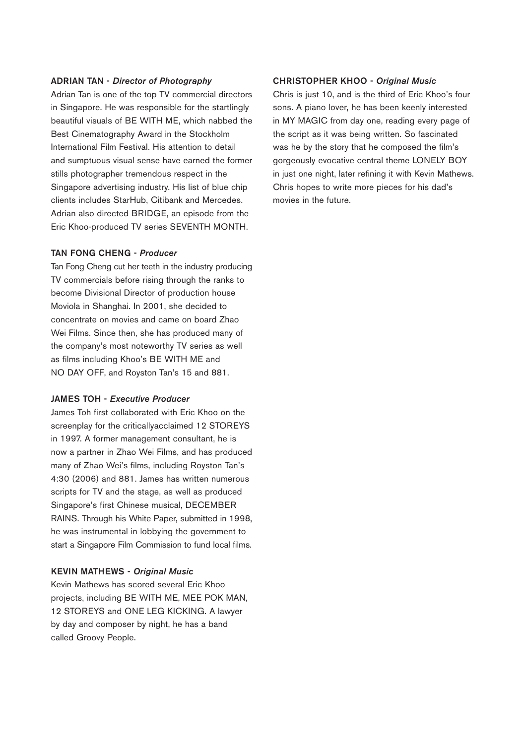### ADRIAN TAN - *Director of Photography*

Adrian Tan is one of the top TV commercial directors in Singapore. He was responsible for the startlingly beautiful visuals of BE WITH ME, which nabbed the Best Cinematography Award in the Stockholm International Film Festival. His attention to detail and sumptuous visual sense have earned the former stills photographer tremendous respect in the Singapore advertising industry. His list of blue chip clients includes StarHub, Citibank and Mercedes. Adrian also directed BRIDGE, an episode from the Eric Khoo-produced TV series SEVENTH MONTH.

### TAN FONG CHENG - *Producer*

Tan Fong Cheng cut her teeth in the industry producing TV commercials before rising through the ranks to become Divisional Director of production house Moviola in Shanghai. In 2001, she decided to concentrate on movies and came on board Zhao Wei Films. Since then, she has produced many of the company's most noteworthy TV series as well as films including Khoo's BE WITH ME and NO DAY OFF, and Royston Tan's 15 and 881.

### JAMES TOH - *Executive Producer*

James Toh first collaborated with Eric Khoo on the screenplay for the criticallyacclaimed 12 STOREYS in 1997. A former management consultant, he is now a partner in Zhao Wei Films, and has produced many of Zhao Wei's films, including Royston Tan's 4:30 (2006) and 881. James has written numerous scripts for TV and the stage, as well as produced Singapore's first Chinese musical, DECEMBER RAINS. Through his White Paper, submitted in 1998, he was instrumental in lobbying the government to start a Singapore Film Commission to fund local films.

### KEVIN MATHEWS - *Original Music*

Kevin Mathews has scored several Eric Khoo projects, including BE WITH ME, MEE POK MAN, 12 STOREYS and ONE LEG KICKING. A lawyer by day and composer by night, he has a band called Groovy People.

### CHRISTOPHER KHOO - *Original Music*

Chris is just 10, and is the third of Eric Khoo's four sons. A piano lover, he has been keenly interested in MY MAGIC from day one, reading every page of the script as it was being written. So fascinated was he by the story that he composed the film's gorgeously evocative central theme LONELY BOY in just one night, later refining it with Kevin Mathews. Chris hopes to write more pieces for his dad's movies in the future.